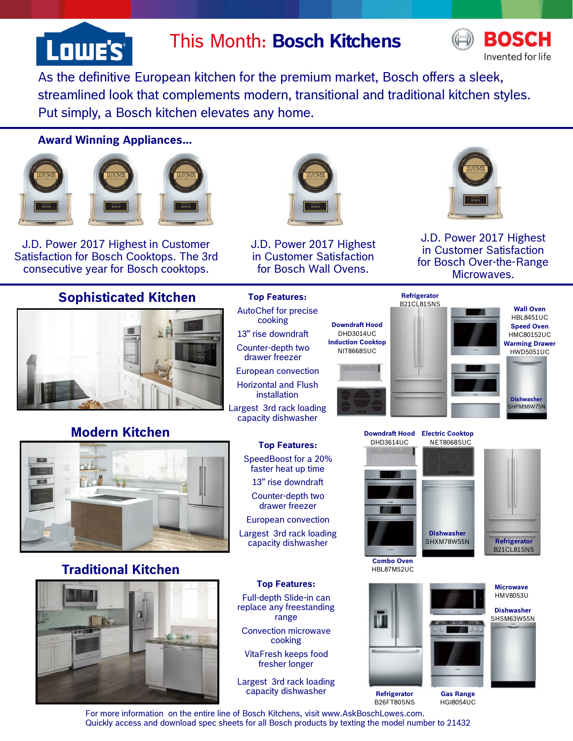# This Month: Bosch Kitchens

**BOSCH**
Invented for life

As the definitive European kitchen for the premium market, Bosch offers a sleek, streamlined look that complements modern, transitional and traditional kitchen styles. Put simply, a Bosch kitchen elevates any home.

### Award Winning Appliances...

J.D. Power 2017 Highest in Customer Satisfaction for Bosch Cooktops. The 3rd consecutive year for Bosch cooktops.

J.D. Power 2017 Highest in Customer Satisfaction for Bosch Wall Ovens.

J.D. Power 2017 Highest in Customer Satisfaction for Bosch Over-the-Range Microwaves.

## Sophisticated Kitchen

**Top Features:**

- AutoChef for precise cooking
- 13" rise downdraft
- Counter-depth two drawer freezer
- European convection
- Horizontal and Flush installation
- Largest 3rd rack loading capacity dishwasher

**Downdraft Hood** DHD3014UC
**Induction Cooktop** NIT8668SUC
**Refrigerator** B21CL81SNS
**Wall Oven** HBL8451UC
**Speed Oven** HMC80152UC
**Warming Drawer** HWD5051UC
**Dishwasher** SHPM98W75N

## Modern Kitchen

**Top Features:**

- SpeedBoost for a 20% faster heat up time
- 13" rise downdraft
- Counter-depth two drawer freezer
- European convection
- Largest 3rd rack loading capacity dishwasher

**Downdraft Hood** DHD3614UC
**Electric Cooktop** NET8068SUC
**Combo Oven** HBL87M52UC
**Dishwasher** SHXM78W55N
**Refrigerator** B21CL81SNS

## Traditional Kitchen

**Top Features:**

- Full-depth Slide-in can replace any freestanding range
- Convection microwave cooking
- VitaFresh keeps food fresher longer
- Largest 3rd rack loading capacity dishwasher

**Refrigerator** B26FT80SNS
**Gas Range** HGI8054UC
**Microwave** HMV8053U
**Dishwasher** SHSM63W55N

For more information on the entire line of Bosch Kitchens, visit www.AskBoschLowes.com.
Quickly access and download spec sheets for all Bosch products by texting the model number to 21432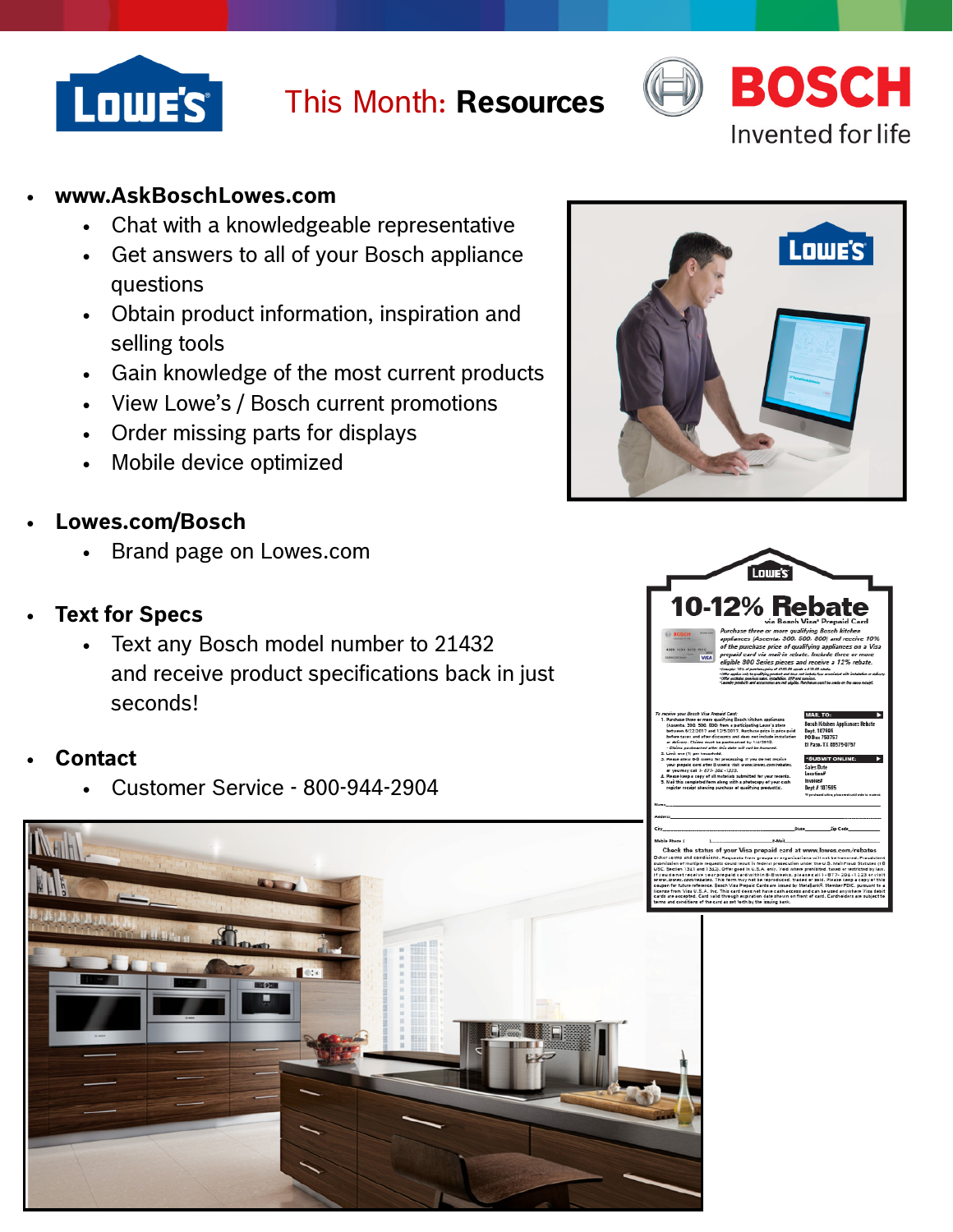# This Month: **Resources**

- **www.AskBoschLowes.com**
  - Chat with a knowledgeable representative
  - Get answers to all of your Bosch appliance questions
  - Obtain product information, inspiration and selling tools
  - Gain knowledge of the most current products
  - View Lowe's / Bosch current promotions
  - Order missing parts for displays
  - Mobile device optimized

- **Lowes.com/Bosch**
  - Brand page on Lowes.com

- **Text for Specs**
  - Text any Bosch model number to 21432 and receive product specifications back in just seconds!

- **Contact**
  - Customer Service - 800-944-2904

**10-12% Rebate** via Bosch Visa® Prepaid Card

*Purchase three or more qualifying Bosch kitchen appliances (Ascenta, 300, 500, 800) and receive 10% of the purchase price of qualifying appliances on a Visa prepaid card via mail in rebate. Include three or more eligible 800 Series pieces and receive a 12% rebate.*

Check the status of your Visa prepaid card at www.lowes.com/rebates